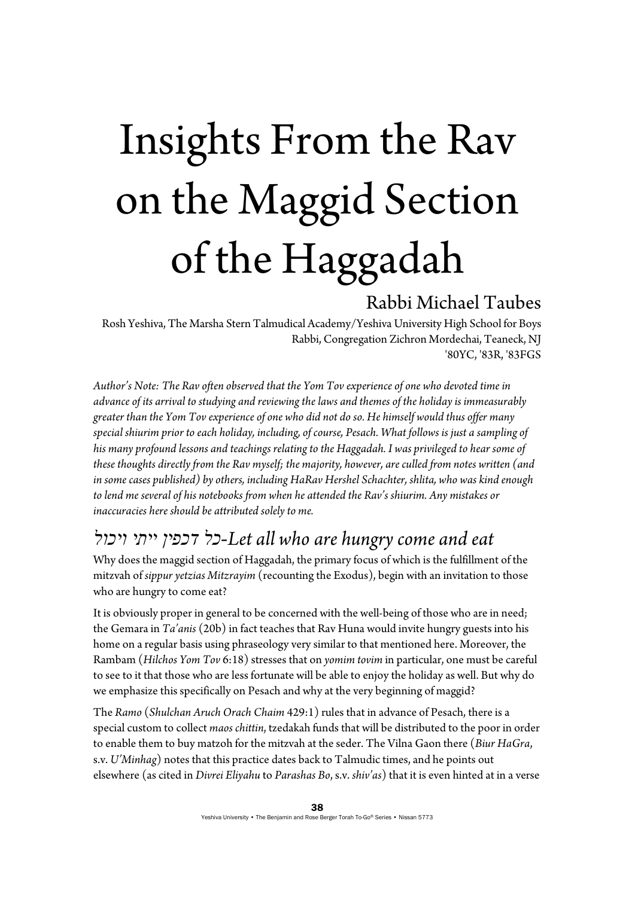# Insights From the Rav on the Maggid Section of the Haggadah

Rabbi Michael Taubes

Rosh Yeshiva, The Marsha Stern Talmudical Academy/Yeshiva University High School for Boys
Rabbi, Congregation Zichron Mordechai, Teaneck, NJ
'80YC, '83R, '83FGS

*Author's Note: The Rav often observed that the Yom Tov experience of one who devoted time in advance of its arrival to studying and reviewing the laws and themes of the holiday is immeasurably greater than the Yom Tov experience of one who did not do so. He himself would thus offer many special shiurim prior to each holiday, including, of course, Pesach. What follows is just a sampling of his many profound lessons and teachings relating to the Haggadah. I was privileged to hear some of these thoughts directly from the Rav myself; the majority, however, are culled from notes written (and in some cases published) by others, including HaRav Hershel Schachter, shlita, who was kind enough to lend me several of his notebooks from when he attended the Rav's shiurim. Any mistakes or inaccuracies here should be attributed solely to me.*

## *כל דכפין ייתי ויכול-Let all who are hungry come and eat*

Why does the maggid section of Haggadah, the primary focus of which is the fulfillment of the mitzvah of *sippur yetzias Mitzrayim* (recounting the Exodus), begin with an invitation to those who are hungry to come eat?

It is obviously proper in general to be concerned with the well-being of those who are in need; the Gemara in *Ta'anis* (20b) in fact teaches that Rav Huna would invite hungry guests into his home on a regular basis using phraseology very similar to that mentioned here. Moreover, the Rambam (*Hilchos Yom Tov* 6:18) stresses that on *yomim tovim* in particular, one must be careful to see to it that those who are less fortunate will be able to enjoy the holiday as well. But why do we emphasize this specifically on Pesach and why at the very beginning of maggid?

The *Ramo* (*Shulchan Aruch Orach Chaim* 429:1) rules that in advance of Pesach, there is a special custom to collect *maos chittin*, tzedakah funds that will be distributed to the poor in order to enable them to buy matzoh for the mitzvah at the seder. The Vilna Gaon there (*Biur HaGra*, s.v. *U'Minhag*) notes that this practice dates back to Talmudic times, and he points out elsewhere (as cited in *Divrei Eliyahu* to *Parashas Bo*, s.v. *shiv'as*) that it is even hinted at in a verse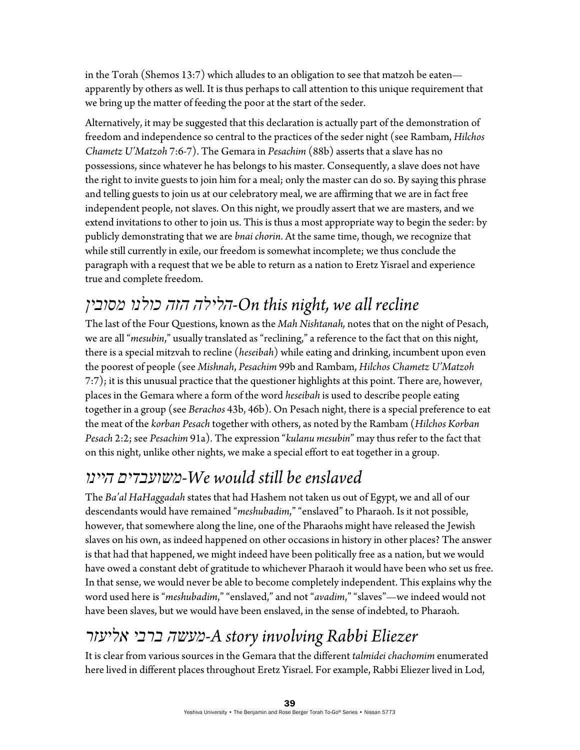in the Torah (Shemos 13:7) which alludes to an obligation to see that matzoh be eaten—apparently by others as well. It is thus perhaps to call attention to this unique requirement that we bring up the matter of feeding the poor at the start of the seder.

Alternatively, it may be suggested that this declaration is actually part of the demonstration of freedom and independence so central to the practices of the seder night (see Rambam, *Hilchos Chametz U'Matzoh* 7:6-7). The Gemara in *Pesachim* (88b) asserts that a slave has no possessions, since whatever he has belongs to his master. Consequently, a slave does not have the right to invite guests to join him for a meal; only the master can do so. By saying this phrase and telling guests to join us at our celebratory meal, we are affirming that we are in fact free independent people, not slaves. On this night, we proudly assert that we are masters, and we extend invitations to other to join us. This is thus a most appropriate way to begin the seder: by publicly demonstrating that we are *bnai chorin*. At the same time, though, we recognize that while still currently in exile, our freedom is somewhat incomplete; we thus conclude the paragraph with a request that we be able to return as a nation to Eretz Yisrael and experience true and complete freedom.

## *הלילה הזה כולנו מסובין-On this night, we all recline*

The last of the Four Questions, known as the *Mah Nishtanah,* notes that on the night of Pesach, we are all "*mesubin*," usually translated as "reclining," a reference to the fact that on this night, there is a special mitzvah to recline (*heseibah*) while eating and drinking, incumbent upon even the poorest of people (see *Mishnah*, *Pesachim* 99b and Rambam, *Hilchos Chametz U'Matzoh* 7:7); it is this unusual practice that the questioner highlights at this point. There are, however, places in the Gemara where a form of the word *heseibah* is used to describe people eating together in a group (see *Berachos* 43b, 46b). On Pesach night, there is a special preference to eat the meat of the *korban Pesach* together with others, as noted by the Rambam (*Hilchos Korban Pesach* 2:2; see *Pesachim* 91a). The expression "*kulanu mesubin*" may thus refer to the fact that on this night, unlike other nights, we make a special effort to eat together in a group.

## *משועבדים היינו-We would still be enslaved*

The *Ba'al HaHaggadah* states that had Hashem not taken us out of Egypt, we and all of our descendants would have remained "*meshubadim*," "enslaved" to Pharaoh. Is it not possible, however, that somewhere along the line, one of the Pharaohs might have released the Jewish slaves on his own, as indeed happened on other occasions in history in other places? The answer is that had that happened, we might indeed have been politically free as a nation, but we would have owed a constant debt of gratitude to whichever Pharaoh it would have been who set us free. In that sense, we would never be able to become completely independent. This explains why the word used here is "*meshubadim*," "enslaved," and not "*avadim*," "slaves"—we indeed would not have been slaves, but we would have been enslaved, in the sense of indebted, to Pharaoh.

## *מעשה ברבי אליעזר-A story involving Rabbi Eliezer*

It is clear from various sources in the Gemara that the different *talmidei chachomim* enumerated here lived in different places throughout Eretz Yisrael. For example, Rabbi Eliezer lived in Lod,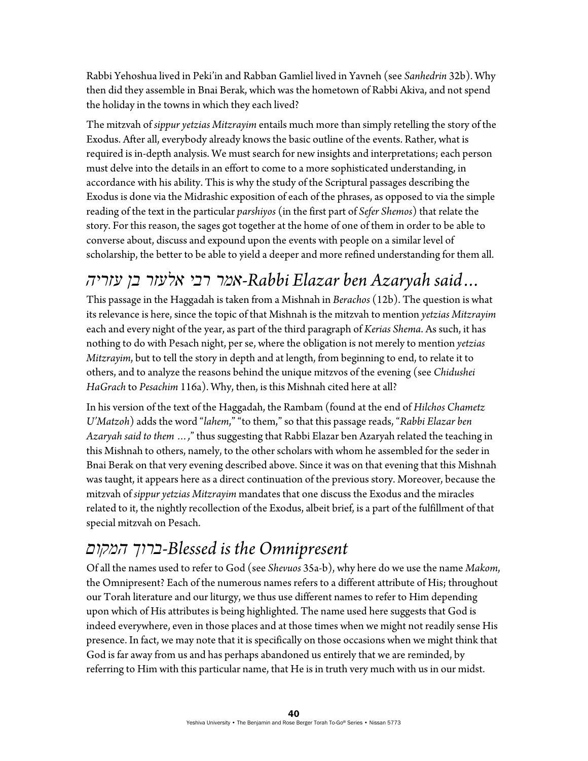Rabbi Yehoshua lived in Peki'in and Rabban Gamliel lived in Yavneh (see *Sanhedrin* 32b). Why then did they assemble in Bnai Berak, which was the hometown of Rabbi Akiva, and not spend the holiday in the towns in which they each lived?

The mitzvah of *sippur yetzias Mitzrayim* entails much more than simply retelling the story of the Exodus. After all, everybody already knows the basic outline of the events. Rather, what is required is in-depth analysis. We must search for new insights and interpretations; each person must delve into the details in an effort to come to a more sophisticated understanding, in accordance with his ability. This is why the study of the Scriptural passages describing the Exodus is done via the Midrashic exposition of each of the phrases, as opposed to via the simple reading of the text in the particular *parshiyos* (in the first part of *Sefer Shemos*) that relate the story. For this reason, the sages got together at the home of one of them in order to be able to converse about, discuss and expound upon the events with people on a similar level of scholarship, the better to be able to yield a deeper and more refined understanding for them all.

## *אמר רבי אלעזר בן עזריה-Rabbi Elazar ben Azaryah said…*

This passage in the Haggadah is taken from a Mishnah in *Berachos* (12b). The question is what its relevance is here, since the topic of that Mishnah is the mitzvah to mention *yetzias Mitzrayim* each and every night of the year, as part of the third paragraph of *Kerias Shema*. As such, it has nothing to do with Pesach night, per se, where the obligation is not merely to mention *yetzias Mitzrayim*, but to tell the story in depth and at length, from beginning to end, to relate it to others, and to analyze the reasons behind the unique mitzvos of the evening (see *Chidushei HaGrach* to *Pesachim* 116a). Why, then, is this Mishnah cited here at all?

In his version of the text of the Haggadah, the Rambam (found at the end of *Hilchos Chametz U'Matzoh*) adds the word "*lahem*," "to them," so that this passage reads, "*Rabbi Elazar ben Azaryah said to them …,*" thus suggesting that Rabbi Elazar ben Azaryah related the teaching in this Mishnah to others, namely, to the other scholars with whom he assembled for the seder in Bnai Berak on that very evening described above. Since it was on that evening that this Mishnah was taught, it appears here as a direct continuation of the previous story. Moreover, because the mitzvah of *sippur yetzias Mitzrayim* mandates that one discuss the Exodus and the miracles related to it, the nightly recollection of the Exodus, albeit brief, is a part of the fulfillment of that special mitzvah on Pesach.

## *ברוך המקום-Blessed is the Omnipresent*

Of all the names used to refer to God (see *Shevuos* 35a-b), why here do we use the name *Makom*, the Omnipresent? Each of the numerous names refers to a different attribute of His; throughout our Torah literature and our liturgy, we thus use different names to refer to Him depending upon which of His attributes is being highlighted. The name used here suggests that God is indeed everywhere, even in those places and at those times when we might not readily sense His presence. In fact, we may note that it is specifically on those occasions when we might think that God is far away from us and has perhaps abandoned us entirely that we are reminded, by referring to Him with this particular name, that He is in truth very much with us in our midst.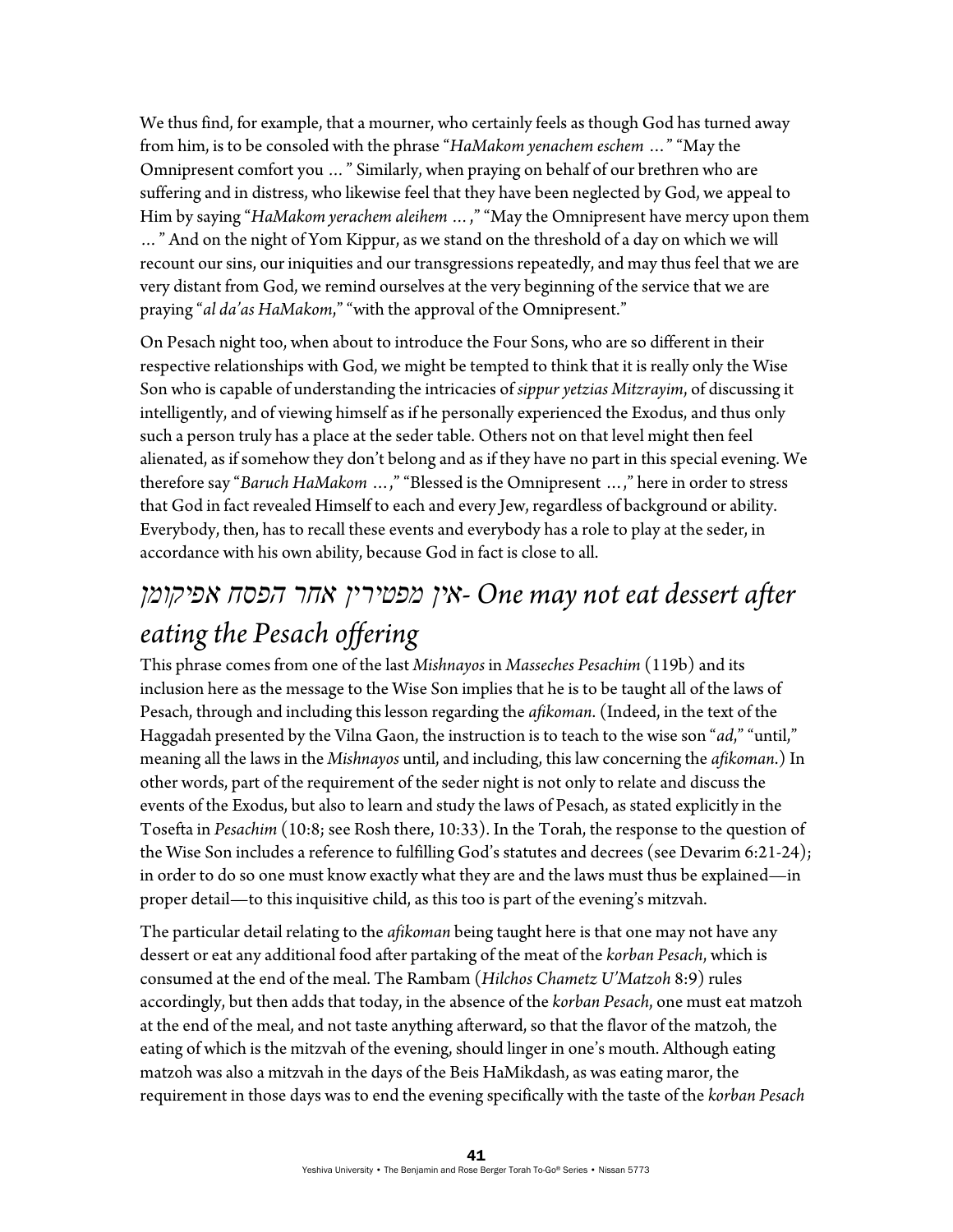We thus find, for example, that a mourner, who certainly feels as though God has turned away from him, is to be consoled with the phrase "*HaMakom yenachem eschem* …" "May the Omnipresent comfort you … " Similarly, when praying on behalf of our brethren who are suffering and in distress, who likewise feel that they have been neglected by God, we appeal to Him by saying "*HaMakom yerachem aleihem* …," "May the Omnipresent have mercy upon them … " And on the night of Yom Kippur, as we stand on the threshold of a day on which we will recount our sins, our iniquities and our transgressions repeatedly, and may thus feel that we are very distant from God, we remind ourselves at the very beginning of the service that we are praying "*al da'as HaMakom*," "with the approval of the Omnipresent."

On Pesach night too, when about to introduce the Four Sons, who are so different in their respective relationships with God, we might be tempted to think that it is really only the Wise Son who is capable of understanding the intricacies of *sippur yetzias Mitzrayim*, of discussing it intelligently, and of viewing himself as if he personally experienced the Exodus, and thus only such a person truly has a place at the seder table. Others not on that level might then feel alienated, as if somehow they don't belong and as if they have no part in this special evening. We therefore say "*Baruch HaMakom* …," "Blessed is the Omnipresent …," here in order to stress that God in fact revealed Himself to each and every Jew, regardless of background or ability. Everybody, then, has to recall these events and everybody has a role to play at the seder, in accordance with his own ability, because God in fact is close to all.

## *אין מפטירין אחר הפסח אפיקומן- One may not eat dessert after eating the Pesach offering*

This phrase comes from one of the last *Mishnayos* in *Masseches Pesachim* (119b) and its inclusion here as the message to the Wise Son implies that he is to be taught all of the laws of Pesach, through and including this lesson regarding the *afikoman*. (Indeed, in the text of the Haggadah presented by the Vilna Gaon, the instruction is to teach to the wise son "*ad*," "until," meaning all the laws in the *Mishnayos* until, and including, this law concerning the *afikoman*.) In other words, part of the requirement of the seder night is not only to relate and discuss the events of the Exodus, but also to learn and study the laws of Pesach, as stated explicitly in the Tosefta in *Pesachim* (10:8; see Rosh there, 10:33). In the Torah, the response to the question of the Wise Son includes a reference to fulfilling God's statutes and decrees (see Devarim 6:21-24); in order to do so one must know exactly what they are and the laws must thus be explained—in proper detail—to this inquisitive child, as this too is part of the evening's mitzvah.

The particular detail relating to the *afikoman* being taught here is that one may not have any dessert or eat any additional food after partaking of the meat of the *korban Pesach*, which is consumed at the end of the meal. The Rambam (*Hilchos Chametz U'Matzoh* 8:9) rules accordingly, but then adds that today, in the absence of the *korban Pesach*, one must eat matzoh at the end of the meal, and not taste anything afterward, so that the flavor of the matzoh, the eating of which is the mitzvah of the evening, should linger in one's mouth. Although eating matzoh was also a mitzvah in the days of the Beis HaMikdash, as was eating maror, the requirement in those days was to end the evening specifically with the taste of the *korban Pesach*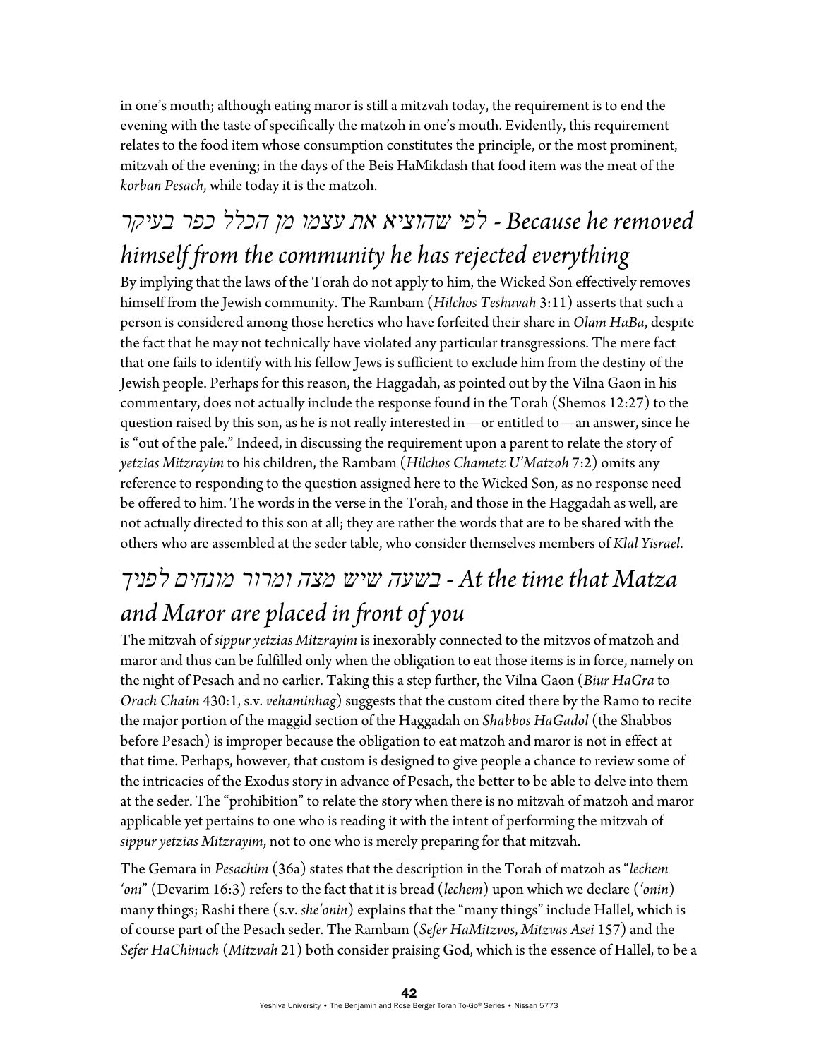in one's mouth; although eating maror is still a mitzvah today, the requirement is to end the evening with the taste of specifically the matzoh in one's mouth. Evidently, this requirement relates to the food item whose consumption constitutes the principle, or the most prominent, mitzvah of the evening; in the days of the Beis HaMikdash that food item was the meat of the *korban Pesach*, while today it is the matzoh.

## לפי שהוציא את עצמו מן הכלל כפר בעיקר - *Because he removed himself from the community he has rejected everything*

By implying that the laws of the Torah do not apply to him, the Wicked Son effectively removes himself from the Jewish community. The Rambam (*Hilchos Teshuvah* 3:11) asserts that such a person is considered among those heretics who have forfeited their share in *Olam HaBa*, despite the fact that he may not technically have violated any particular transgressions. The mere fact that one fails to identify with his fellow Jews is sufficient to exclude him from the destiny of the Jewish people. Perhaps for this reason, the Haggadah, as pointed out by the Vilna Gaon in his commentary, does not actually include the response found in the Torah (Shemos 12:27) to the question raised by this son, as he is not really interested in—or entitled to—an answer, since he is "out of the pale." Indeed, in discussing the requirement upon a parent to relate the story of *yetzias Mitzrayim* to his children, the Rambam (*Hilchos Chametz U'Matzoh* 7:2) omits any reference to responding to the question assigned here to the Wicked Son, as no response need be offered to him. The words in the verse in the Torah, and those in the Haggadah as well, are not actually directed to this son at all; they are rather the words that are to be shared with the others who are assembled at the seder table, who consider themselves members of *Klal Yisrael*.

## בשעה שיש מצה ומרור מונחים לפניך - *At the time that Matza and Maror are placed in front of you*

The mitzvah of *sippur yetzias Mitzrayim* is inexorably connected to the mitzvos of matzoh and maror and thus can be fulfilled only when the obligation to eat those items is in force, namely on the night of Pesach and no earlier. Taking this a step further, the Vilna Gaon (*Biur HaGra* to *Orach Chaim* 430:1, s.v. *vehaminhag*) suggests that the custom cited there by the Ramo to recite the major portion of the maggid section of the Haggadah on *Shabbos HaGadol* (the Shabbos before Pesach) is improper because the obligation to eat matzoh and maror is not in effect at that time. Perhaps, however, that custom is designed to give people a chance to review some of the intricacies of the Exodus story in advance of Pesach, the better to be able to delve into them at the seder. The "prohibition" to relate the story when there is no mitzvah of matzoh and maror applicable yet pertains to one who is reading it with the intent of performing the mitzvah of *sippur yetzias Mitzrayim*, not to one who is merely preparing for that mitzvah.

The Gemara in *Pesachim* (36a) states that the description in the Torah of matzoh as "*lechem 'oni*" (Devarim 16:3) refers to the fact that it is bread (*lechem*) upon which we declare (*'onin*) many things; Rashi there (s.v. *she'onin*) explains that the "many things" include Hallel, which is of course part of the Pesach seder. The Rambam (*Sefer HaMitzvos*, *Mitzvas Asei* 157) and the *Sefer HaChinuch* (*Mitzvah* 21) both consider praising God, which is the essence of Hallel, to be a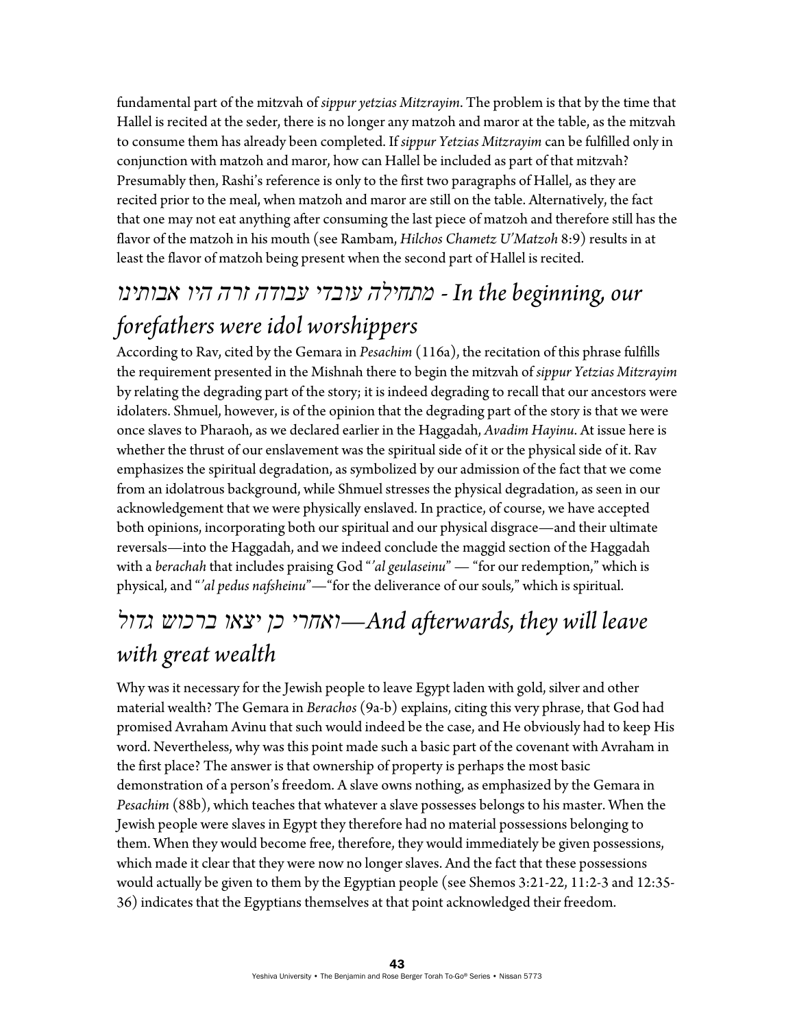fundamental part of the mitzvah of *sippur yetzias Mitzrayim*. The problem is that by the time that Hallel is recited at the seder, there is no longer any matzoh and maror at the table, as the mitzvah to consume them has already been completed. If *sippur Yetzias Mitzrayim* can be fulfilled only in conjunction with matzoh and maror, how can Hallel be included as part of that mitzvah? Presumably then, Rashi's reference is only to the first two paragraphs of Hallel, as they are recited prior to the meal, when matzoh and maror are still on the table. Alternatively, the fact that one may not eat anything after consuming the last piece of matzoh and therefore still has the flavor of the matzoh in his mouth (see Rambam, *Hilchos Chametz U'Matzoh* 8:9) results in at least the flavor of matzoh being present when the second part of Hallel is recited.

## מתחילה עובדי עבודה זרה היו אבותינו - *In the beginning, our forefathers were idol worshippers*

According to Rav, cited by the Gemara in *Pesachim* (116a), the recitation of this phrase fulfills the requirement presented in the Mishnah there to begin the mitzvah of *sippur Yetzias Mitzrayim* by relating the degrading part of the story; it is indeed degrading to recall that our ancestors were idolaters. Shmuel, however, is of the opinion that the degrading part of the story is that we were once slaves to Pharaoh, as we declared earlier in the Haggadah, *Avadim Hayinu*. At issue here is whether the thrust of our enslavement was the spiritual side of it or the physical side of it. Rav emphasizes the spiritual degradation, as symbolized by our admission of the fact that we come from an idolatrous background, while Shmuel stresses the physical degradation, as seen in our acknowledgement that we were physically enslaved. In practice, of course, we have accepted both opinions, incorporating both our spiritual and our physical disgrace—and their ultimate reversals—into the Haggadah, and we indeed conclude the maggid section of the Haggadah with a *berachah* that includes praising God "*'al geulaseinu*" — "for our redemption," which is physical, and "*'al pedus nafsheinu*"—"for the deliverance of our souls," which is spiritual.

## ואחרי כן יצאו ברכוש גדול—*And afterwards, they will leave with great wealth*

Why was it necessary for the Jewish people to leave Egypt laden with gold, silver and other material wealth? The Gemara in *Berachos* (9a-b) explains, citing this very phrase, that God had promised Avraham Avinu that such would indeed be the case, and He obviously had to keep His word. Nevertheless, why was this point made such a basic part of the covenant with Avraham in the first place? The answer is that ownership of property is perhaps the most basic demonstration of a person's freedom. A slave owns nothing, as emphasized by the Gemara in *Pesachim* (88b), which teaches that whatever a slave possesses belongs to his master. When the Jewish people were slaves in Egypt they therefore had no material possessions belonging to them. When they would become free, therefore, they would immediately be given possessions, which made it clear that they were now no longer slaves. And the fact that these possessions would actually be given to them by the Egyptian people (see Shemos 3:21-22, 11:2-3 and 12:35-36) indicates that the Egyptians themselves at that point acknowledged their freedom.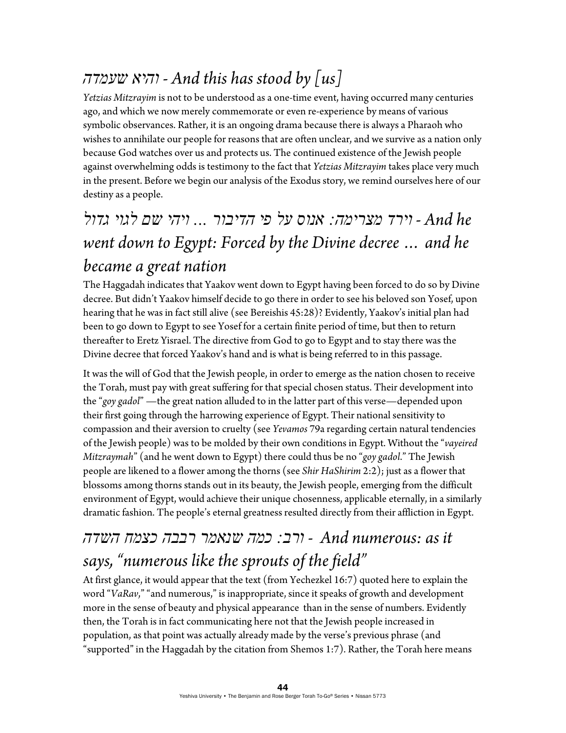## *והיא שעמדה - And this has stood by [us]*

*Yetzias Mitzrayim* is not to be understood as a one-time event, having occurred many centuries ago, and which we now merely commemorate or even re-experience by means of various symbolic observances. Rather, it is an ongoing drama because there is always a Pharaoh who wishes to annihilate our people for reasons that are often unclear, and we survive as a nation only because God watches over us and protects us. The continued existence of the Jewish people against overwhelming odds is testimony to the fact that *Yetzias Mitzrayim* takes place very much in the present. Before we begin our analysis of the Exodus story, we remind ourselves here of our destiny as a people.

## *וירד מצרימה: אנוס על פי הדיבור ... ויהי שם לגוי גדול - And he went down to Egypt: Forced by the Divine decree … and he became a great nation*

The Haggadah indicates that Yaakov went down to Egypt having been forced to do so by Divine decree. But didn't Yaakov himself decide to go there in order to see his beloved son Yosef, upon hearing that he was in fact still alive (see Bereishis 45:28)? Evidently, Yaakov's initial plan had been to go down to Egypt to see Yosef for a certain finite period of time, but then to return thereafter to Eretz Yisrael. The directive from God to go to Egypt and to stay there was the Divine decree that forced Yaakov's hand and is what is being referred to in this passage.

It was the will of God that the Jewish people, in order to emerge as the nation chosen to receive the Torah, must pay with great suffering for that special chosen status. Their development into the "*goy gadol*" —the great nation alluded to in the latter part of this verse—depended upon their first going through the harrowing experience of Egypt. Their national sensitivity to compassion and their aversion to cruelty (see *Yevamos* 79a regarding certain natural tendencies of the Jewish people) was to be molded by their own conditions in Egypt. Without the "*vayeired Mitzraymah*" (and he went down to Egypt) there could thus be no "*goy gadol*." The Jewish people are likened to a flower among the thorns (see *Shir HaShirim* 2:2); just as a flower that blossoms among thorns stands out in its beauty, the Jewish people, emerging from the difficult environment of Egypt, would achieve their unique chosenness, applicable eternally, in a similarly dramatic fashion. The people's eternal greatness resulted directly from their affliction in Egypt.

## *ורב: כמה שנאמר רבבה כצמח השדה - And numerous: as it says, "numerous like the sprouts of the field"*

At first glance, it would appear that the text (from Yechezkel 16:7) quoted here to explain the word "*VaRav*," "and numerous," is inappropriate, since it speaks of growth and development more in the sense of beauty and physical appearance than in the sense of numbers. Evidently then, the Torah is in fact communicating here not that the Jewish people increased in population, as that point was actually already made by the verse's previous phrase (and "supported" in the Haggadah by the citation from Shemos 1:7). Rather, the Torah here means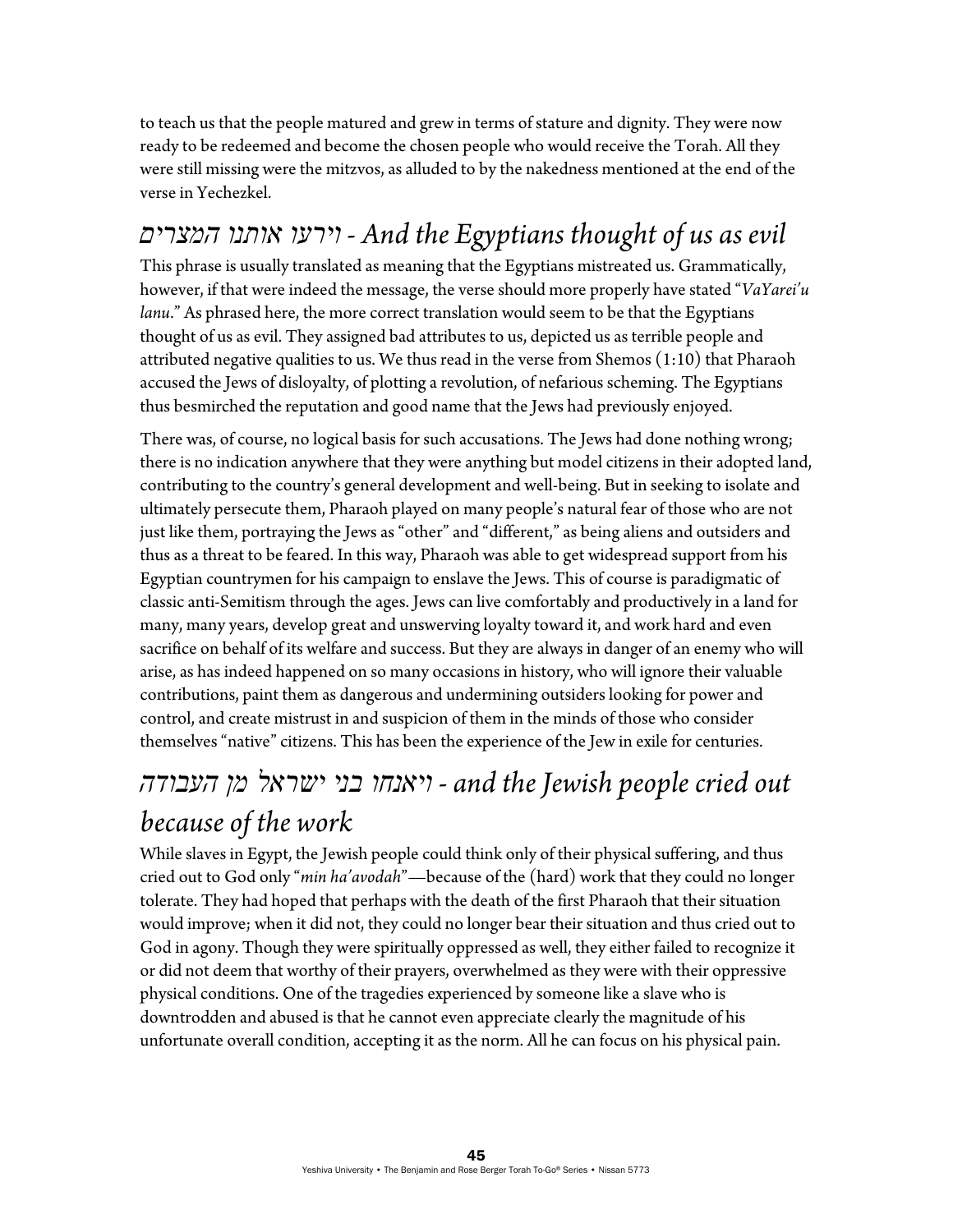to teach us that the people matured and grew in terms of stature and dignity. They were now ready to be redeemed and become the chosen people who would receive the Torah. All they were still missing were the mitzvos, as alluded to by the nakedness mentioned at the end of the verse in Yechezkel.

## *וירעו אותנו המצרים - And the Egyptians thought of us as evil*

This phrase is usually translated as meaning that the Egyptians mistreated us. Grammatically, however, if that were indeed the message, the verse should more properly have stated "*VaYarei'u lanu*." As phrased here, the more correct translation would seem to be that the Egyptians thought of us as evil. They assigned bad attributes to us, depicted us as terrible people and attributed negative qualities to us. We thus read in the verse from Shemos (1:10) that Pharaoh accused the Jews of disloyalty, of plotting a revolution, of nefarious scheming. The Egyptians thus besmirched the reputation and good name that the Jews had previously enjoyed.

There was, of course, no logical basis for such accusations. The Jews had done nothing wrong; there is no indication anywhere that they were anything but model citizens in their adopted land, contributing to the country's general development and well-being. But in seeking to isolate and ultimately persecute them, Pharaoh played on many people's natural fear of those who are not just like them, portraying the Jews as "other" and "different," as being aliens and outsiders and thus as a threat to be feared. In this way, Pharaoh was able to get widespread support from his Egyptian countrymen for his campaign to enslave the Jews. This of course is paradigmatic of classic anti-Semitism through the ages. Jews can live comfortably and productively in a land for many, many years, develop great and unswerving loyalty toward it, and work hard and even sacrifice on behalf of its welfare and success. But they are always in danger of an enemy who will arise, as has indeed happened on so many occasions in history, who will ignore their valuable contributions, paint them as dangerous and undermining outsiders looking for power and control, and create mistrust in and suspicion of them in the minds of those who consider themselves "native" citizens. This has been the experience of the Jew in exile for centuries.

## *ויאנחו בני ישראל מן העבודה - and the Jewish people cried out because of the work*

While slaves in Egypt, the Jewish people could think only of their physical suffering, and thus cried out to God only "*min ha'avodah*"—because of the (hard) work that they could no longer tolerate. They had hoped that perhaps with the death of the first Pharaoh that their situation would improve; when it did not, they could no longer bear their situation and thus cried out to God in agony. Though they were spiritually oppressed as well, they either failed to recognize it or did not deem that worthy of their prayers, overwhelmed as they were with their oppressive physical conditions. One of the tragedies experienced by someone like a slave who is downtrodden and abused is that he cannot even appreciate clearly the magnitude of his unfortunate overall condition, accepting it as the norm. All he can focus on his physical pain.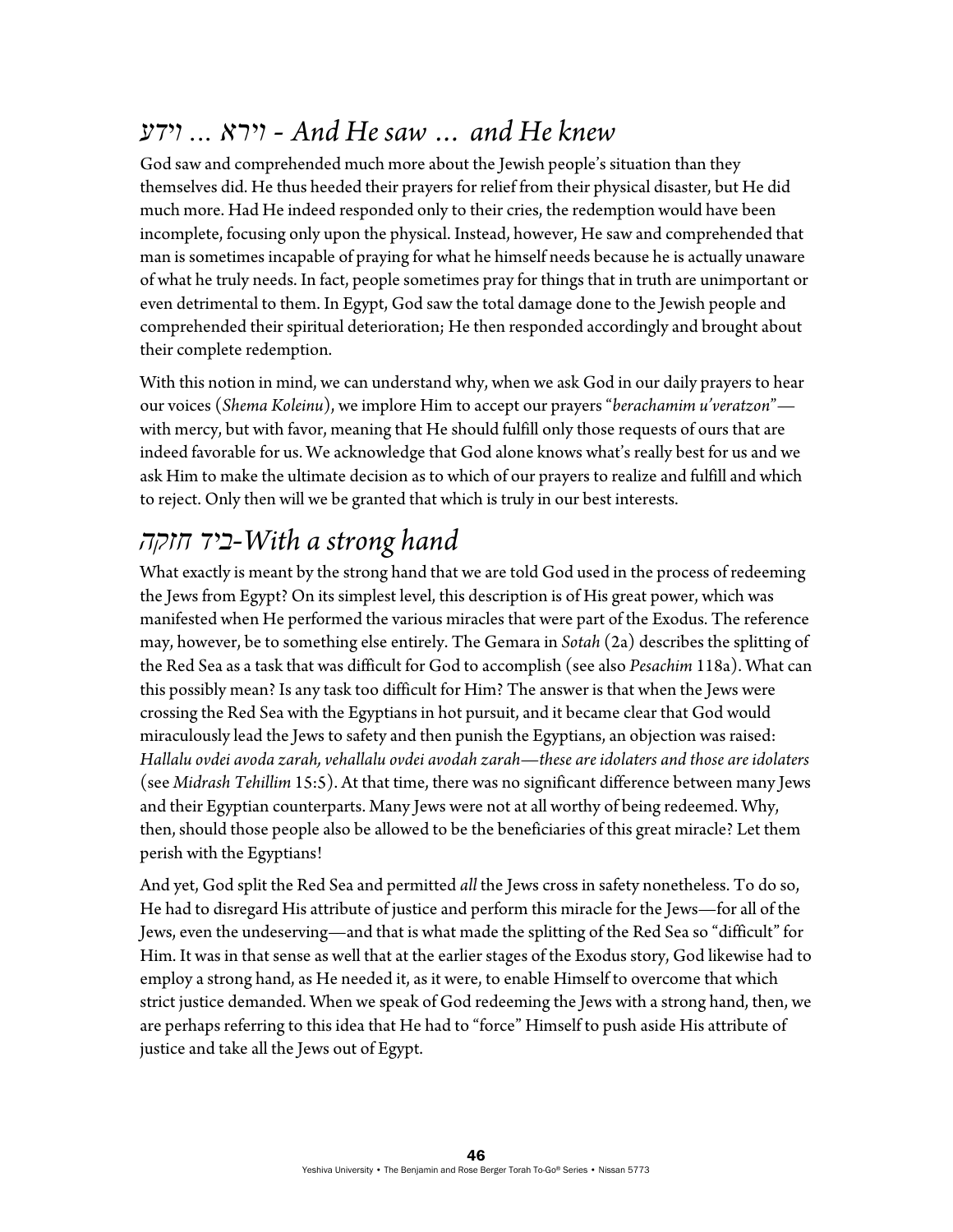## *וירא ... וידע - And He saw … and He knew*

God saw and comprehended much more about the Jewish people's situation than they themselves did. He thus heeded their prayers for relief from their physical disaster, but He did much more. Had He indeed responded only to their cries, the redemption would have been incomplete, focusing only upon the physical. Instead, however, He saw and comprehended that man is sometimes incapable of praying for what he himself needs because he is actually unaware of what he truly needs. In fact, people sometimes pray for things that in truth are unimportant or even detrimental to them. In Egypt, God saw the total damage done to the Jewish people and comprehended their spiritual deterioration; He then responded accordingly and brought about their complete redemption.

With this notion in mind, we can understand why, when we ask God in our daily prayers to hear our voices (*Shema Koleinu*), we implore Him to accept our prayers "*berachamim u'veratzon*"—with mercy, but with favor, meaning that He should fulfill only those requests of ours that are indeed favorable for us. We acknowledge that God alone knows what's really best for us and we ask Him to make the ultimate decision as to which of our prayers to realize and fulfill and which to reject. Only then will we be granted that which is truly in our best interests.

## *ביד חזקה-With a strong hand*

What exactly is meant by the strong hand that we are told God used in the process of redeeming the Jews from Egypt? On its simplest level, this description is of His great power, which was manifested when He performed the various miracles that were part of the Exodus. The reference may, however, be to something else entirely. The Gemara in *Sotah* (2a) describes the splitting of the Red Sea as a task that was difficult for God to accomplish (see also *Pesachim* 118a). What can this possibly mean? Is any task too difficult for Him? The answer is that when the Jews were crossing the Red Sea with the Egyptians in hot pursuit, and it became clear that God would miraculously lead the Jews to safety and then punish the Egyptians, an objection was raised: *Hallalu ovdei avoda zarah, vehallalu ovdei avodah zarah—these are idolaters and those are idolaters* (see *Midrash Tehillim* 15:5). At that time, there was no significant difference between many Jews and their Egyptian counterparts. Many Jews were not at all worthy of being redeemed. Why, then, should those people also be allowed to be the beneficiaries of this great miracle? Let them perish with the Egyptians!

And yet, God split the Red Sea and permitted *all* the Jews cross in safety nonetheless. To do so, He had to disregard His attribute of justice and perform this miracle for the Jews—for all of the Jews, even the undeserving—and that is what made the splitting of the Red Sea so "difficult" for Him. It was in that sense as well that at the earlier stages of the Exodus story, God likewise had to employ a strong hand, as He needed it, as it were, to enable Himself to overcome that which strict justice demanded. When we speak of God redeeming the Jews with a strong hand, then, we are perhaps referring to this idea that He had to "force" Himself to push aside His attribute of justice and take all the Jews out of Egypt.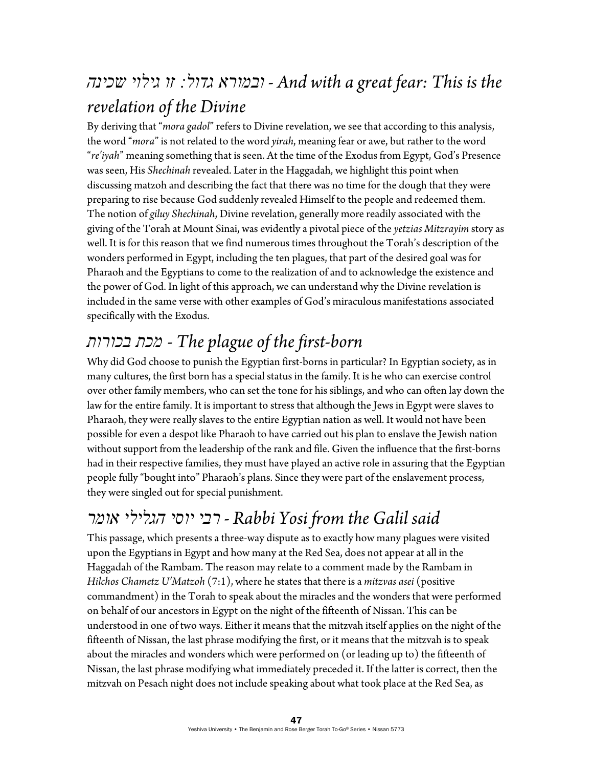## ובמורא גדול: זו גילוי שכינה - *And with a great fear: This is the revelation of the Divine*

By deriving that "*mora gadol*" refers to Divine revelation, we see that according to this analysis, the word "*mora*" is not related to the word *yirah*, meaning fear or awe, but rather to the word "*re'iyah*" meaning something that is seen. At the time of the Exodus from Egypt, God's Presence was seen, His *Shechinah* revealed. Later in the Haggadah, we highlight this point when discussing matzoh and describing the fact that there was no time for the dough that they were preparing to rise because God suddenly revealed Himself to the people and redeemed them. The notion of *giluy Shechinah*, Divine revelation, generally more readily associated with the giving of the Torah at Mount Sinai, was evidently a pivotal piece of the *yetzias Mitzrayim* story as well. It is for this reason that we find numerous times throughout the Torah's description of the wonders performed in Egypt, including the ten plagues, that part of the desired goal was for Pharaoh and the Egyptians to come to the realization of and to acknowledge the existence and the power of God. In light of this approach, we can understand why the Divine revelation is included in the same verse with other examples of God's miraculous manifestations associated specifically with the Exodus.

## מכת בכורות - *The plague of the first-born*

Why did God choose to punish the Egyptian first-borns in particular? In Egyptian society, as in many cultures, the first born has a special status in the family. It is he who can exercise control over other family members, who can set the tone for his siblings, and who can often lay down the law for the entire family. It is important to stress that although the Jews in Egypt were slaves to Pharaoh, they were really slaves to the entire Egyptian nation as well. It would not have been possible for even a despot like Pharaoh to have carried out his plan to enslave the Jewish nation without support from the leadership of the rank and file. Given the influence that the first-borns had in their respective families, they must have played an active role in assuring that the Egyptian people fully "bought into" Pharaoh's plans. Since they were part of the enslavement process, they were singled out for special punishment.

## רבי יוסי הגלילי אומר - *Rabbi Yosi from the Galil said*

This passage, which presents a three-way dispute as to exactly how many plagues were visited upon the Egyptians in Egypt and how many at the Red Sea, does not appear at all in the Haggadah of the Rambam. The reason may relate to a comment made by the Rambam in *Hilchos Chametz U'Matzoh* (7:1), where he states that there is a *mitzvas asei* (positive commandment) in the Torah to speak about the miracles and the wonders that were performed on behalf of our ancestors in Egypt on the night of the fifteenth of Nissan. This can be understood in one of two ways. Either it means that the mitzvah itself applies on the night of the fifteenth of Nissan, the last phrase modifying the first, or it means that the mitzvah is to speak about the miracles and wonders which were performed on (or leading up to) the fifteenth of Nissan, the last phrase modifying what immediately preceded it. If the latter is correct, then the mitzvah on Pesach night does not include speaking about what took place at the Red Sea, as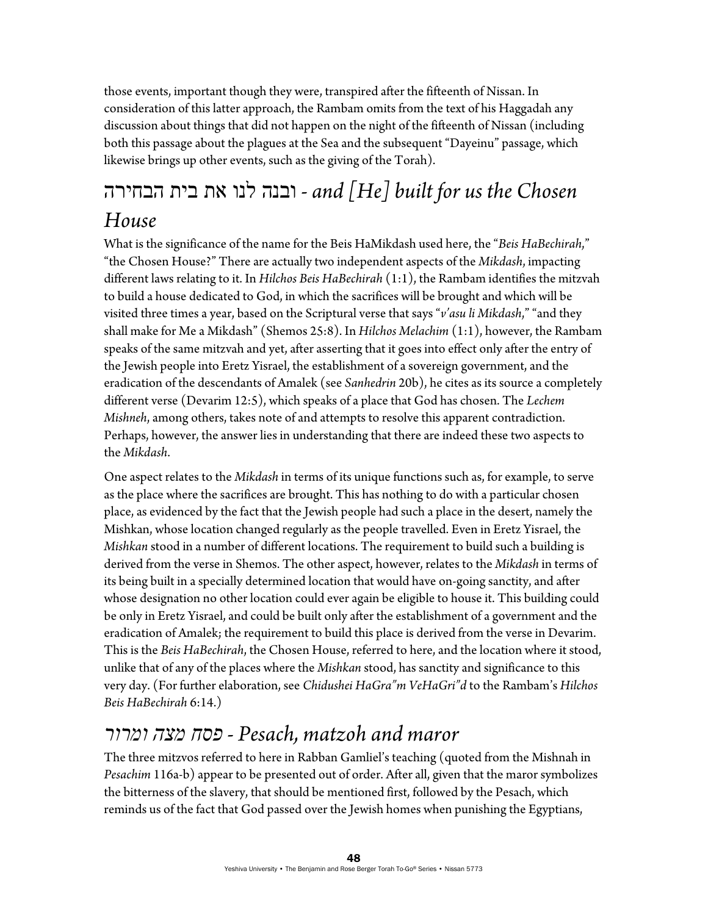those events, important though they were, transpired after the fifteenth of Nissan. In consideration of this latter approach, the Rambam omits from the text of his Haggadah any discussion about things that did not happen on the night of the fifteenth of Nissan (including both this passage about the plagues at the Sea and the subsequent "Dayeinu" passage, which likewise brings up other events, such as the giving of the Torah).

## ובנה לנו את בית הבחירה - *and [He] built for us the Chosen House*

What is the significance of the name for the Beis HaMikdash used here, the "*Beis HaBechirah*," "the Chosen House?" There are actually two independent aspects of the *Mikdash*, impacting different laws relating to it. In *Hilchos Beis HaBechirah* (1:1), the Rambam identifies the mitzvah to build a house dedicated to God, in which the sacrifices will be brought and which will be visited three times a year, based on the Scriptural verse that says "*v'asu li Mikdash*," "and they shall make for Me a Mikdash" (Shemos 25:8). In *Hilchos Melachim* (1:1), however, the Rambam speaks of the same mitzvah and yet, after asserting that it goes into effect only after the entry of the Jewish people into Eretz Yisrael, the establishment of a sovereign government, and the eradication of the descendants of Amalek (see *Sanhedrin* 20b), he cites as its source a completely different verse (Devarim 12:5), which speaks of a place that God has chosen. The *Lechem Mishneh*, among others, takes note of and attempts to resolve this apparent contradiction. Perhaps, however, the answer lies in understanding that there are indeed these two aspects to the *Mikdash*.

One aspect relates to the *Mikdash* in terms of its unique functions such as, for example, to serve as the place where the sacrifices are brought. This has nothing to do with a particular chosen place, as evidenced by the fact that the Jewish people had such a place in the desert, namely the Mishkan, whose location changed regularly as the people travelled. Even in Eretz Yisrael, the *Mishkan* stood in a number of different locations. The requirement to build such a building is derived from the verse in Shemos. The other aspect, however, relates to the *Mikdash* in terms of its being built in a specially determined location that would have on-going sanctity, and after whose designation no other location could ever again be eligible to house it. This building could be only in Eretz Yisrael, and could be built only after the establishment of a government and the eradication of Amalek; the requirement to build this place is derived from the verse in Devarim. This is the *Beis HaBechirah*, the Chosen House, referred to here, and the location where it stood, unlike that of any of the places where the *Mishkan* stood, has sanctity and significance to this very day. (For further elaboration, see *Chidushei HaGra"m VeHaGri"d* to the Rambam's *Hilchos Beis HaBechirah* 6:14.)

## *פסח מצה ומרור - Pesach, matzoh and maror*

The three mitzvos referred to here in Rabban Gamliel's teaching (quoted from the Mishnah in *Pesachim* 116a-b) appear to be presented out of order. After all, given that the maror symbolizes the bitterness of the slavery, that should be mentioned first, followed by the Pesach, which reminds us of the fact that God passed over the Jewish homes when punishing the Egyptians,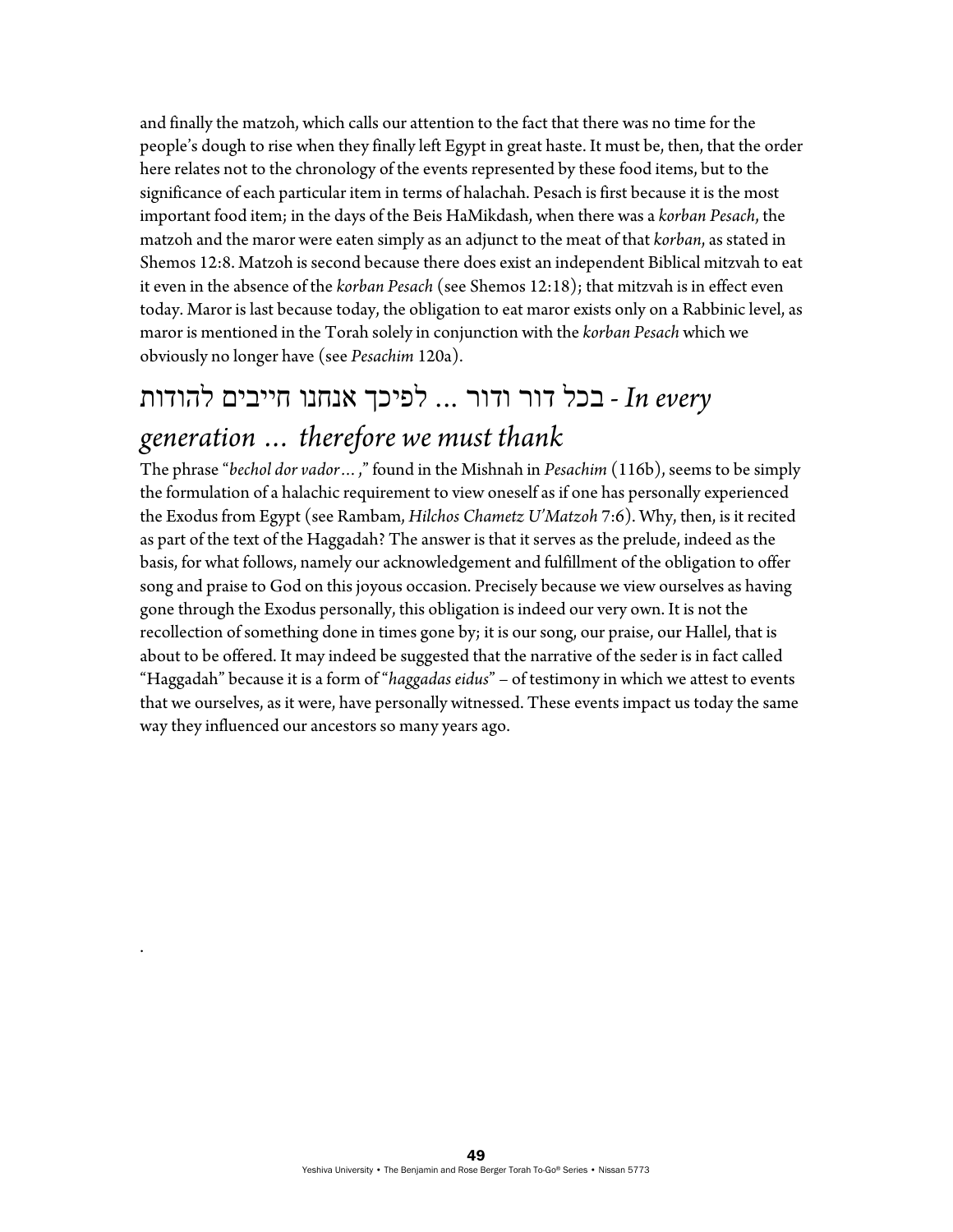and finally the matzoh, which calls our attention to the fact that there was no time for the people's dough to rise when they finally left Egypt in great haste. It must be, then, that the order here relates not to the chronology of the events represented by these food items, but to the significance of each particular item in terms of halachah. Pesach is first because it is the most important food item; in the days of the Beis HaMikdash, when there was a *korban Pesach*, the matzoh and the maror were eaten simply as an adjunct to the meat of that *korban*, as stated in Shemos 12:8. Matzoh is second because there does exist an independent Biblical mitzvah to eat it even in the absence of the *korban Pesach* (see Shemos 12:18); that mitzvah is in effect even today. Maror is last because today, the obligation to eat maror exists only on a Rabbinic level, as maror is mentioned in the Torah solely in conjunction with the *korban Pesach* which we obviously no longer have (see *Pesachim* 120a).

## בכל דור ודור ... לפיכך אנחנו חייבים להודות - *In every generation … therefore we must thank*

The phrase "*bechol dor vador…,*" found in the Mishnah in *Pesachim* (116b), seems to be simply the formulation of a halachic requirement to view oneself as if one has personally experienced the Exodus from Egypt (see Rambam, *Hilchos Chametz U'Matzoh* 7:6). Why, then, is it recited as part of the text of the Haggadah? The answer is that it serves as the prelude, indeed as the basis, for what follows, namely our acknowledgement and fulfillment of the obligation to offer song and praise to God on this joyous occasion. Precisely because we view ourselves as having gone through the Exodus personally, this obligation is indeed our very own. It is not the recollection of something done in times gone by; it is our song, our praise, our Hallel, that is about to be offered. It may indeed be suggested that the narrative of the seder is in fact called "Haggadah" because it is a form of "*haggadas eidus*" – of testimony in which we attest to events that we ourselves, as it were, have personally witnessed. These events impact us today the same way they influenced our ancestors so many years ago.

.